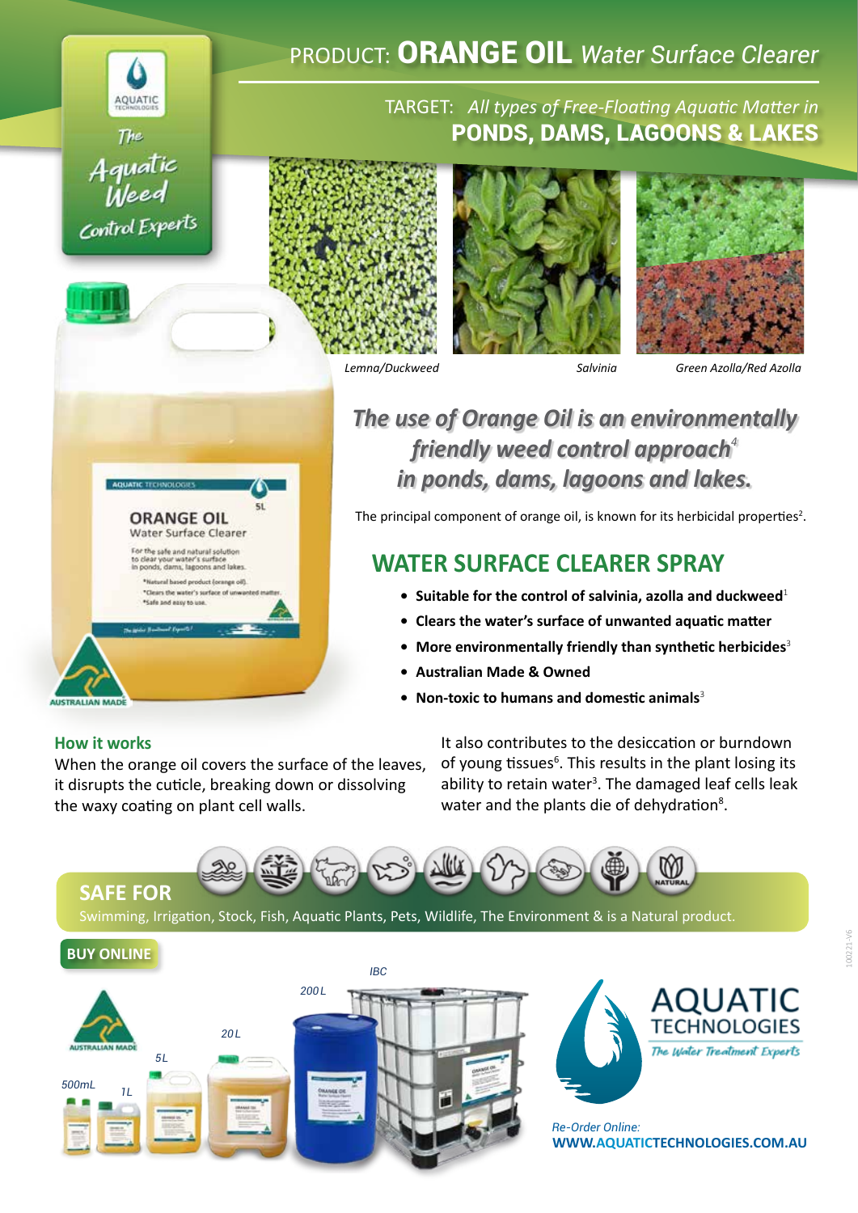# PRODUCT: ORANGE OIL *Water Surface Clearer*

TARGET: *All types of Free-Floating Aquatic Matter in*
**PONDS, DAMS, LAGOONS & LAKES**

AQUATIC TECHNOLOGIES
*The Aquatic Weed Control Experts*

*Lemna/Duckweed* *Salvinia* *Green Azolla/Red Azolla*

## *The use of Orange Oil is an environmentally friendly weed control approach[4] in ponds, dams, lagoons and lakes.*

The principal component of orange oil, is known for its herbicidal properties[2].

## WATER SURFACE CLEARER SPRAY

- **Suitable for the control of salvinia, azolla and duckweed**[1]
- **Clears the water's surface of unwanted aquatic matter**
- **More environmentally friendly than synthetic herbicides**[3]
- **Australian Made & Owned**
- **Non-toxic to humans and domestic animals**[3]

### How it works

When the orange oil covers the surface of the leaves, it disrupts the cuticle, breaking down or dissolving the waxy coating on plant cell walls.

It also contributes to the desiccation or burndown of young tissues[6]. This results in the plant losing its ability to retain water[3]. The damaged leaf cells leak water and the plants die of dehydration[8].

## SAFE FOR

Swimming, Irrigation, Stock, Fish, Aquatic Plants, Pets, Wildlife, The Environment & is a Natural product.

**BUY ONLINE**

500mL 1L 5L 20L 200L IBC

AQUATIC TECHNOLOGIES
*The Water Treatment Experts*

*Re-Order Online:*
**WWW.AQUATICTECHNOLOGIES.COM.AU**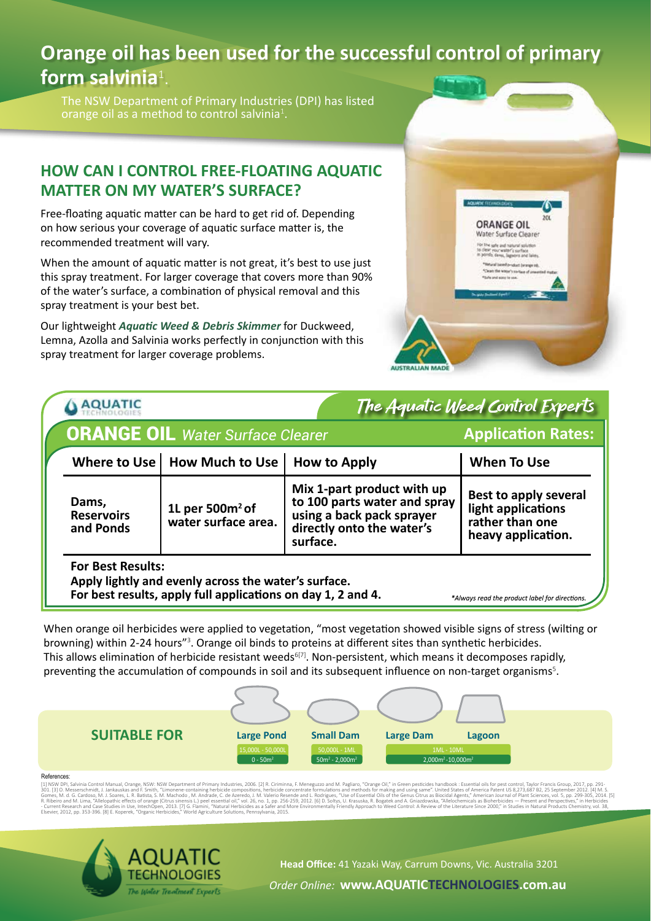# Orange oil has been used for the successful control of primary form salvinia[1].

The NSW Department of Primary Industries (DPI) has listed orange oil as a method to control salvinia[1].

## HOW CAN I CONTROL FREE-FLOATING AQUATIC MATTER ON MY WATER'S SURFACE?

Free-floating aquatic matter can be hard to get rid of. Depending on how serious your coverage of aquatic surface matter is, the recommended treatment will vary.

When the amount of aquatic matter is not great, it's best to use just this spray treatment. For larger coverage that covers more than 90% of the water's surface, a combination of physical removal and this spray treatment is your best bet.

Our lightweight ***Aquatic Weed & Debris Skimmer*** for Duckweed, Lemna, Azolla and Salvinia works perfectly in conjunction with this spray treatment for larger coverage problems.

AQUATIC TECHNOLOGIES — *The Aquatic Weed Control Experts*

## ORANGE OIL *Water Surface Clearer* — Application Rates:

| Where to Use | How Much to Use | How to Apply | When To Use |
|---|---|---|---|
| Dams, Reservoirs and Ponds | 1L per 500m$^2$ of water surface area. | Mix 1-part product with up to 100 parts water and spray using a back pack sprayer directly onto the water's surface. | Best to apply several light applications rather than one heavy application. |

**For Best Results:**
**Apply lightly and evenly across the water's surface.**
**For best results, apply full applications on day 1, 2 and 4.**

*\*Always read the product label for directions.*

When orange oil herbicides were applied to vegetation, "most vegetation showed visible signs of stress (wilting or browning) within 2-24 hours"[3]. Orange oil binds to proteins at different sites than synthetic herbicides. This allows elimination of herbicide resistant weeds[6][7]. Non-persistent, which means it decomposes rapidly, preventing the accumulation of compounds in soil and its subsequent influence on non-target organisms[5].

**SUITABLE FOR**

| Large Pond | Small Dam | Large Dam | Lagoon |
|---|---|---|---|
| 15,000L - 50,000L | 50,000L - 1ML | 1ML - 10ML | |
| 0 - 50m$^2$ | 50m$^2$ - 2,000m$^2$ | 2,000m$^2$ -10,000m$^2$ | |

References:

[1] NSW DPI, Salvinia Control Manual, Orange, NSW: NSW Department of Primary Industries, 2006. [2] R. Ciriminna, F. Meneguzzo and M. Pagliaro, "Orange Oil," in Green pesticides handbook : Essential oils for pest control, Taylor Francis Group, 2017, pp. 291-301. [3] D. Messerschmidt, J. Jankauskas and F. Smith, "Limonene-containing herbicide compositions, herbicide concentrate formulations and methods for making and using same". United States of America Patent US 8,273,687 B2, 25 September 2012. [4] M. S. Gomes, M. d. G. Cardoso, M. J. Soares, L. R. Batista, S. M. Machodo , M. Andrade, C. de Azeredo, J. M. Valerio Resende and L. Rodrigues, "Use of Essential Oils of the Genus Citrus as Biocidal Agents," American Journal of Plant Sciences, vol. 5, pp. 299-305, 2014. [5] R. Ribeiro and M. Lima, "Allelopathic effects of orange (Citrus sinensis L.) peel essential oil," vol. 26, no. 1, pp. 256-259, 2012. [6] D. Soltys, U. Krasuska, R. Bogatek and A. Gniazdowska, "Allelochemicals as Bioherbicides — Present and Perspectives," in Herbicides - Current Research and Case Studies in Use, IntechOpen, 2013. [7] G. Flamini, "Natural Herbicides as a Safer and More Environmentally Friendly Approach to Weed Control: A Review of the Literature Since 2000," in Studies in Natural Products Chemistry, vol. 38, Elsevier, 2012, pp. 353-396. [8] E. Koperek, "Organic Herbicides," World Agriculture Solutions, Pennsylvania, 2015.

AQUATIC TECHNOLOGIES — *The Water Treatment Experts*

**Head Office:** 41 Yazaki Way, Carrum Downs, Vic. Australia 3201

*Order Online:* **www.AQUATICTECHNOLOGIES.com.au**